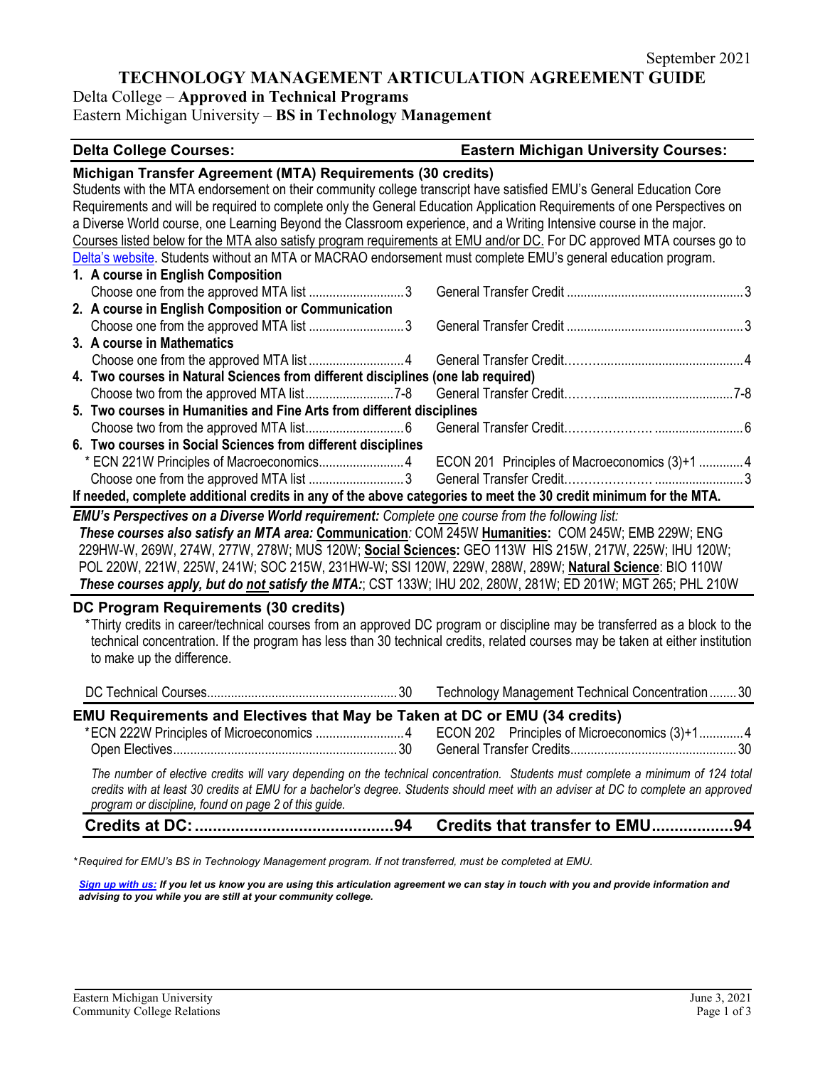September 2021

# TECHNOLOGY MANAGEMENT ARTICULATION AGREEMENT GUIDE

Delta College – **Approved in Technical Programs**

Eastern Michigan University – **BS in Technology Management**

| **Delta College Courses:** | | **Eastern Michigan University Courses:** | |
|---|---|---|---|

### Michigan Transfer Agreement (MTA) Requirements (30 credits)

Students with the MTA endorsement on their community college transcript have satisfied EMU's General Education Core Requirements and will be required to complete only the General Education Application Requirements of one Perspectives on a Diverse World course, one Learning Beyond the Classroom experience, and a Writing Intensive course in the major. Courses listed below for the MTA also satisfy program requirements at EMU and/or DC. For DC approved MTA courses go to Delta's website. Students without an MTA or MACRAO endorsement must complete EMU's general education program.

| Delta College Courses | Credits | Eastern Michigan University Courses | Credits |
|---|---|---|---|
| **1. A course in English Composition** | | | |
| Choose one from the approved MTA list | 3 | General Transfer Credit | 3 |
| **2. A course in English Composition or Communication** | | | |
| Choose one from the approved MTA list | 3 | General Transfer Credit | 3 |
| **3. A course in Mathematics** | | | |
| Choose one from the approved MTA list | 4 | General Transfer Credit | 4 |
| **4. Two courses in Natural Sciences from different disciplines (one lab required)** | | | |
| Choose two from the approved MTA list | 7-8 | General Transfer Credit | 7-8 |
| **5. Two courses in Humanities and Fine Arts from different disciplines** | | | |
| Choose two from the approved MTA list | 6 | General Transfer Credit | 6 |
| **6. Two courses in Social Sciences from different disciplines** | | | |
| * ECN 221W Principles of Macroeconomics | 4 | ECON 201 Principles of Macroeconomics (3)+1 | 4 |
| Choose one from the approved MTA list | 3 | General Transfer Credit | 3 |

**If needed, complete additional credits in any of the above categories to meet the 30 credit minimum for the MTA.**

***EMU's Perspectives on a Diverse World requirement:*** *Complete one course from the following list:*
***These courses also satisfy an MTA area:*** **Communication**: COM 245W **Humanities:** COM 245W; EMB 229W; ENG 229HW-W, 269W, 274W, 277W, 278W; MUS 120W; **Social Sciences:** GEO 113W HIS 215W, 217W, 225W; IHU 120W; POL 220W, 221W, 225W, 241W; SOC 215W, 231HW-W; SSI 120W, 229W, 288W, 289W; **Natural Science**: BIO 110W
***These courses apply, but do not satisfy the MTA:***; CST 133W; IHU 202, 280W, 281W; ED 201W; MGT 265; PHL 210W

### DC Program Requirements (30 credits)

*Thirty credits in career/technical courses from an approved DC program or discipline may be transferred as a block to the technical concentration. If the program has less than 30 technical credits, related courses may be taken at either institution to make up the difference.

| Delta College Courses | Credits | Eastern Michigan University Courses | Credits |
|---|---|---|---|
| DC Technical Courses | 30 | Technology Management Technical Concentration | 30 |

### EMU Requirements and Electives that May be Taken at DC or EMU (34 credits)

| Delta College Courses | Credits | Eastern Michigan University Courses | Credits |
|---|---|---|---|
| *ECN 222W Principles of Microeconomics | 4 | ECON 202 Principles of Microeconomics (3)+1 | 4 |
| Open Electives | 30 | General Transfer Credits | 30 |

*The number of elective credits will vary depending on the technical concentration. Students must complete a minimum of 124 total credits with at least 30 credits at EMU for a bachelor's degree. Students should meet with an adviser at DC to complete an approved program or discipline, found on page 2 of this guide.*

| **Credits at DC:** | **94** | **Credits that transfer to EMU** | **94** |
|---|---|---|---|

**Required for EMU's BS in Technology Management program. If not transferred, must be completed at EMU.*

***Sign up with us:** If you let us know you are using this articulation agreement we can stay in touch with you and provide information and advising to you while you are still at your community college.*

Eastern Michigan University
Community College Relations

June 3, 2021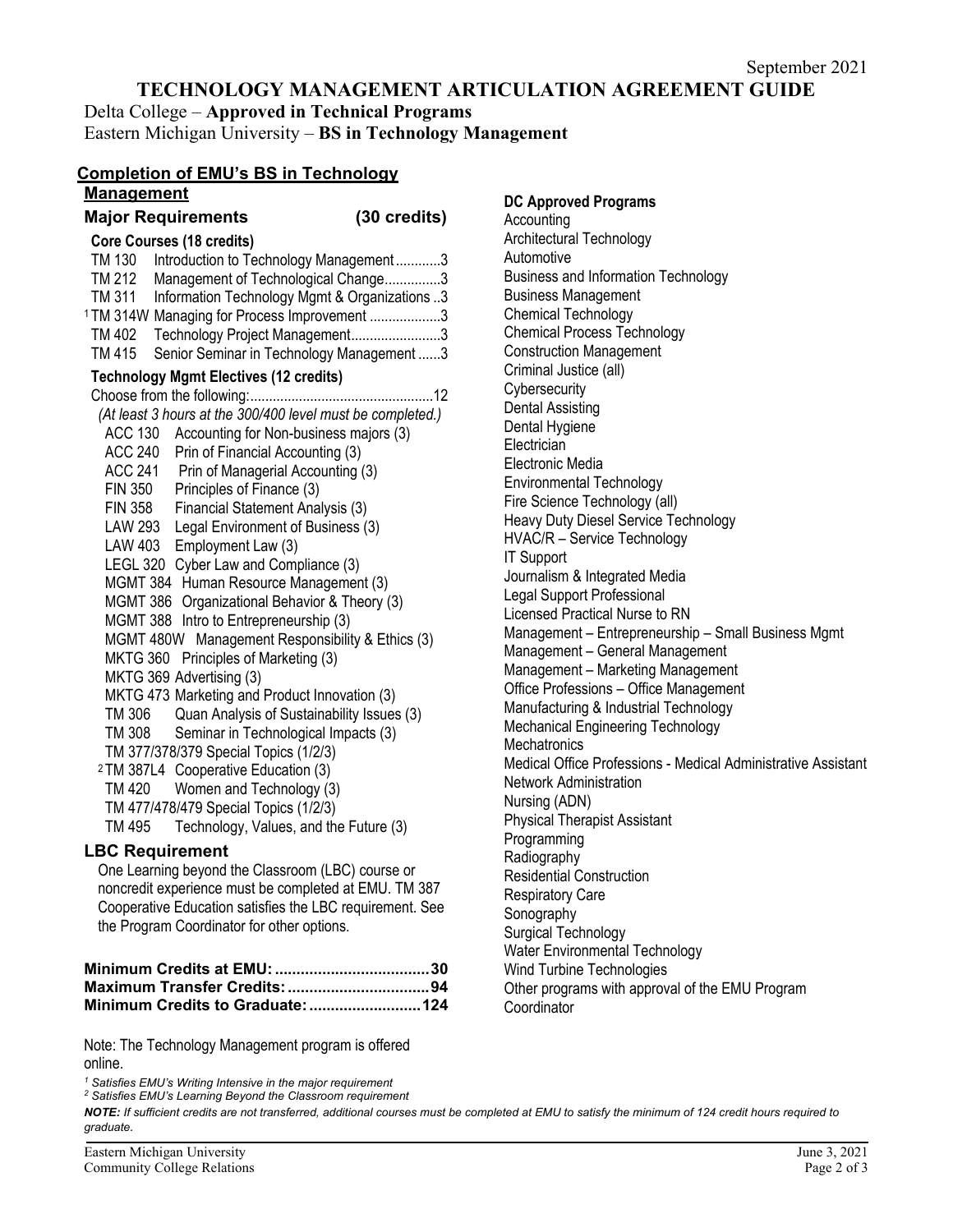September 2021

# TECHNOLOGY MANAGEMENT ARTICULATION AGREEMENT GUIDE

Delta College – **Approved in Technical Programs**
Eastern Michigan University – **BS in Technology Management**

## Completion of EMU's BS in Technology Management

### Major Requirements (30 credits)

**Core Courses (18 credits)**

| | | |
|---|---|---|
| TM 130 | Introduction to Technology Management | 3 |
| TM 212 | Management of Technological Change | 3 |
| TM 311 | Information Technology Mgmt & Organizations | 3 |
| [1] TM 314W | Managing for Process Improvement | 3 |
| TM 402 | Technology Project Management | 3 |
| TM 415 | Senior Seminar in Technology Management | 3 |

**Technology Mgmt Electives (12 credits)**

Choose from the following: ..... 12

*(At least 3 hours at the 300/400 level must be completed.)*

- ACC 130 Accounting for Non-business majors (3)
- ACC 240 Prin of Financial Accounting (3)
- ACC 241 Prin of Managerial Accounting (3)
- FIN 350 Principles of Finance (3)
- FIN 358 Financial Statement Analysis (3)
- LAW 293 Legal Environment of Business (3)
- LAW 403 Employment Law (3)
- LEGL 320 Cyber Law and Compliance (3)
- MGMT 384 Human Resource Management (3)
- MGMT 386 Organizational Behavior & Theory (3)
- MGMT 388 Intro to Entrepreneurship (3)
- MGMT 480W Management Responsibility & Ethics (3)
- MKTG 360 Principles of Marketing (3)
- MKTG 369 Advertising (3)
- MKTG 473 Marketing and Product Innovation (3)
- TM 306 Quan Analysis of Sustainability Issues (3)
- TM 308 Seminar in Technological Impacts (3)
- TM 377/378/379 Special Topics (1/2/3)
- [2] TM 387L4 Cooperative Education (3)
- TM 420 Women and Technology (3)
- TM 477/478/479 Special Topics (1/2/3)
- TM 495 Technology, Values, and the Future (3)

### LBC Requirement

One Learning beyond the Classroom (LBC) course or noncredit experience must be completed at EMU. TM 387 Cooperative Education satisfies the LBC requirement. See the Program Coordinator for other options.

**Minimum Credits at EMU: ..... 30**
**Maximum Transfer Credits: ..... 94**
**Minimum Credits to Graduate: ..... 124**

Note: The Technology Management program is offered online.

### DC Approved Programs

- Accounting
- Architectural Technology
- Automotive
- Business and Information Technology
- Business Management
- Chemical Technology
- Chemical Process Technology
- Construction Management
- Criminal Justice (all)
- Cybersecurity
- Dental Assisting
- Dental Hygiene
- Electrician
- Electronic Media
- Environmental Technology
- Fire Science Technology (all)
- Heavy Duty Diesel Service Technology
- HVAC/R – Service Technology
- IT Support
- Journalism & Integrated Media
- Legal Support Professional
- Licensed Practical Nurse to RN
- Management – Entrepreneurship – Small Business Mgmt
- Management – General Management
- Management – Marketing Management
- Office Professions – Office Management
- Manufacturing & Industrial Technology
- Mechanical Engineering Technology
- Mechatronics
- Medical Office Professions - Medical Administrative Assistant
- Network Administration
- Nursing (ADN)
- Physical Therapist Assistant
- Programming
- Radiography
- Residential Construction
- Respiratory Care
- Sonography
- Surgical Technology
- Water Environmental Technology
- Wind Turbine Technologies
- Other programs with approval of the EMU Program Coordinator

*[1] Satisfies EMU's Writing Intensive in the major requirement*
*[2] Satisfies EMU's Learning Beyond the Classroom requirement*

***NOTE:** If sufficient credits are not transferred, additional courses must be completed at EMU to satisfy the minimum of 124 credit hours required to graduate.*

Eastern Michigan University
Community College Relations

June 3, 2021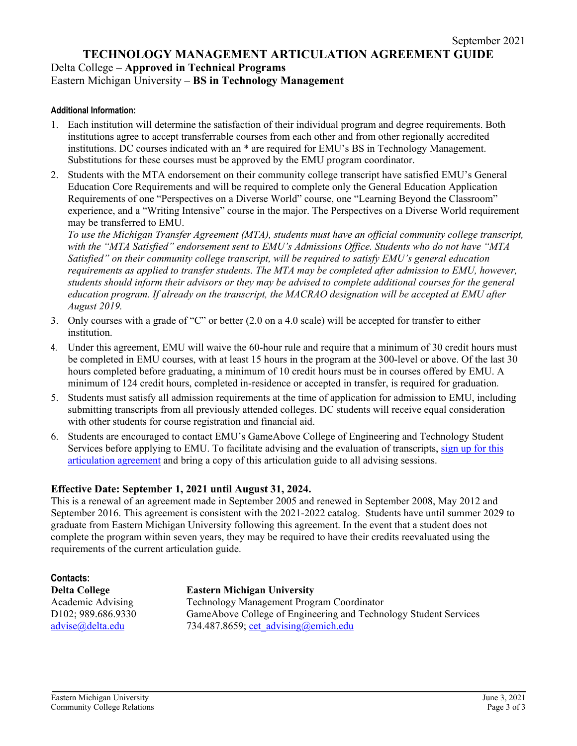September 2021

# TECHNOLOGY MANAGEMENT ARTICULATION AGREEMENT GUIDE

Delta College – **Approved in Technical Programs**
Eastern Michigan University – **BS in Technology Management**

**Additional Information:**

1. Each institution will determine the satisfaction of their individual program and degree requirements. Both institutions agree to accept transferrable courses from each other and from other regionally accredited institutions. DC courses indicated with an * are required for EMU's BS in Technology Management. Substitutions for these courses must be approved by the EMU program coordinator.
2. Students with the MTA endorsement on their community college transcript have satisfied EMU's General Education Core Requirements and will be required to complete only the General Education Application Requirements of one "Perspectives on a Diverse World" course, one "Learning Beyond the Classroom" experience, and a "Writing Intensive" course in the major. The Perspectives on a Diverse World requirement may be transferred to EMU.
   *To use the Michigan Transfer Agreement (MTA), students must have an official community college transcript, with the "MTA Satisfied" endorsement sent to EMU's Admissions Office. Students who do not have "MTA Satisfied" on their community college transcript, will be required to satisfy EMU's general education requirements as applied to transfer students. The MTA may be completed after admission to EMU, however, students should inform their advisors or they may be advised to complete additional courses for the general education program. If already on the transcript, the MACRAO designation will be accepted at EMU after August 2019.*
3. Only courses with a grade of "C" or better (2.0 on a 4.0 scale) will be accepted for transfer to either institution.
4. Under this agreement, EMU will waive the 60-hour rule and require that a minimum of 30 credit hours must be completed in EMU courses, with at least 15 hours in the program at the 300-level or above. Of the last 30 hours completed before graduating, a minimum of 10 credit hours must be in courses offered by EMU. A minimum of 124 credit hours, completed in-residence or accepted in transfer, is required for graduation.
5. Students must satisfy all admission requirements at the time of application for admission to EMU, including submitting transcripts from all previously attended colleges. DC students will receive equal consideration with other students for course registration and financial aid.
6. Students are encouraged to contact EMU's GameAbove College of Engineering and Technology Student Services before applying to EMU. To facilitate advising and the evaluation of transcripts, sign up for this articulation agreement and bring a copy of this articulation guide to all advising sessions.

### Effective Date: September 1, 2021 until August 31, 2024.

This is a renewal of an agreement made in September 2005 and renewed in September 2008, May 2012 and September 2016. This agreement is consistent with the 2021-2022 catalog. Students have until summer 2029 to graduate from Eastern Michigan University following this agreement. In the event that a student does not complete the program within seven years, they may be required to have their credits reevaluated using the requirements of the current articulation guide.

**Contacts:**

**Delta College**
Academic Advising
D102; 989.686.9330
advise@delta.edu

**Eastern Michigan University**
Technology Management Program Coordinator
GameAbove College of Engineering and Technology Student Services
734.487.8659; cet_advising@emich.edu